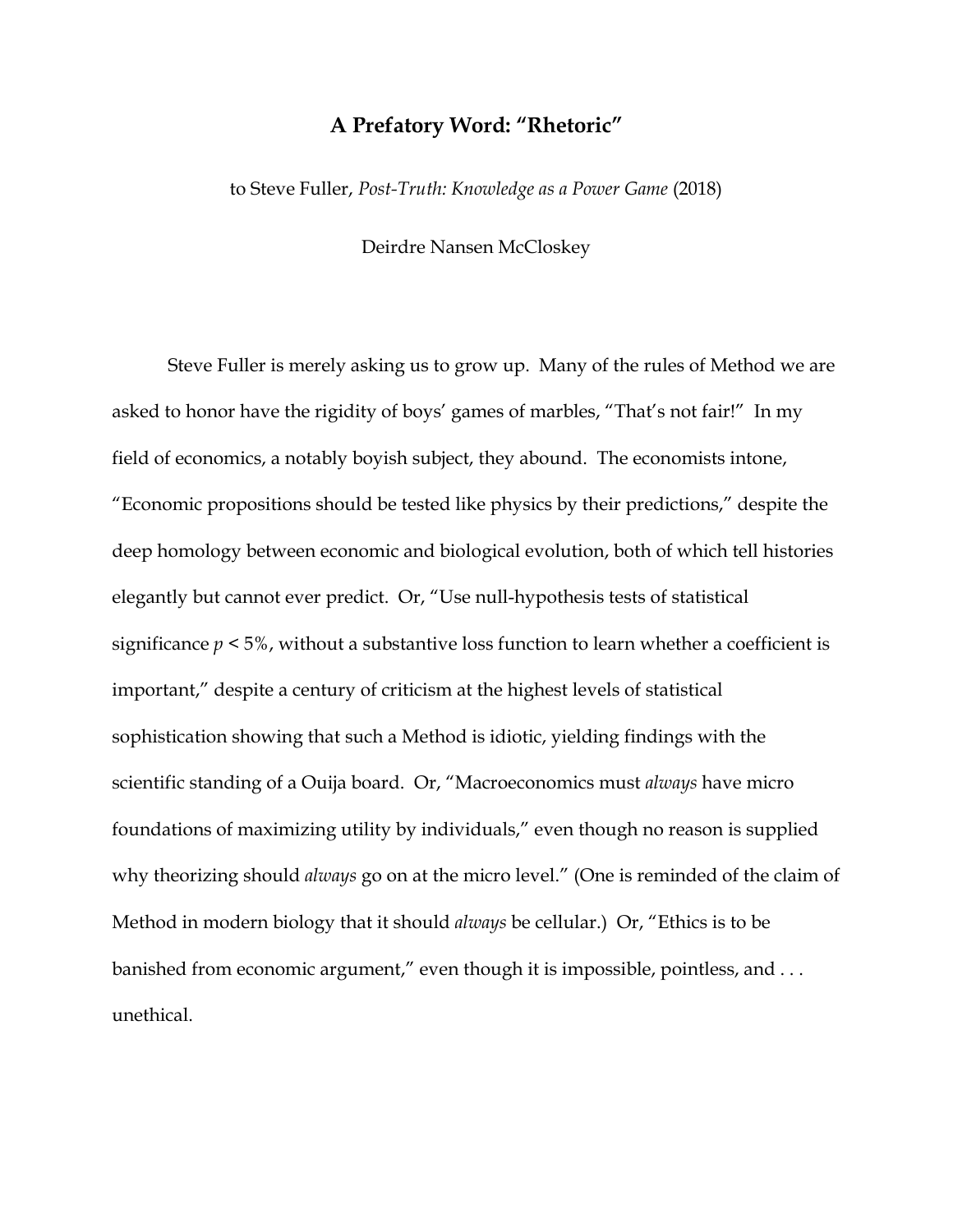# A Prefatory Word: "Rhetoric"

to Steve Fuller, *Post-Truth: Knowledge as a Power Game* (2018)

Deirdre Nansen McCloskey

Steve Fuller is merely asking us to grow up. Many of the rules of Method we are asked to honor have the rigidity of boys' games of marbles, "That's not fair!" In my field of economics, a notably boyish subject, they abound. The economists intone, "Economic propositions should be tested like physics by their predictions," despite the deep homology between economic and biological evolution, both of which tell histories elegantly but cannot ever predict. Or, "Use null-hypothesis tests of statistical significance $p < 5\%$, without a substantive loss function to learn whether a coefficient is important," despite a century of criticism at the highest levels of statistical sophistication showing that such a Method is idiotic, yielding findings with the scientific standing of a Ouija board. Or, "Macroeconomics must *always* have micro foundations of maximizing utility by individuals," even though no reason is supplied why theorizing should *always* go on at the micro level." (One is reminded of the claim of Method in modern biology that it should *always* be cellular.) Or, "Ethics is to be banished from economic argument," even though it is impossible, pointless, and . . . unethical.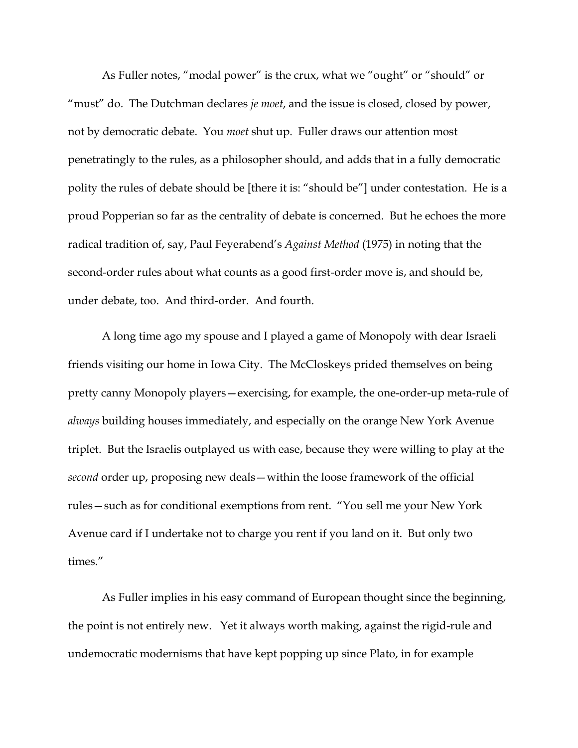As Fuller notes, "modal power" is the crux, what we "ought" or "should" or "must" do. The Dutchman declares *je moet*, and the issue is closed, closed by power, not by democratic debate. You *moet* shut up. Fuller draws our attention most penetratingly to the rules, as a philosopher should, and adds that in a fully democratic polity the rules of debate should be [there it is: "should be"] under contestation. He is a proud Popperian so far as the centrality of debate is concerned. But he echoes the more radical tradition of, say, Paul Feyerabend's *Against Method* (1975) in noting that the second-order rules about what counts as a good first-order move is, and should be, under debate, too. And third-order. And fourth.

A long time ago my spouse and I played a game of Monopoly with dear Israeli friends visiting our home in Iowa City. The McCloskeys prided themselves on being pretty canny Monopoly players—exercising, for example, the one-order-up meta-rule of *always* building houses immediately, and especially on the orange New York Avenue triplet. But the Israelis outplayed us with ease, because they were willing to play at the *second* order up, proposing new deals—within the loose framework of the official rules—such as for conditional exemptions from rent. "You sell me your New York Avenue card if I undertake not to charge you rent if you land on it. But only two times."

As Fuller implies in his easy command of European thought since the beginning, the point is not entirely new. Yet it always worth making, against the rigid-rule and undemocratic modernisms that have kept popping up since Plato, in for example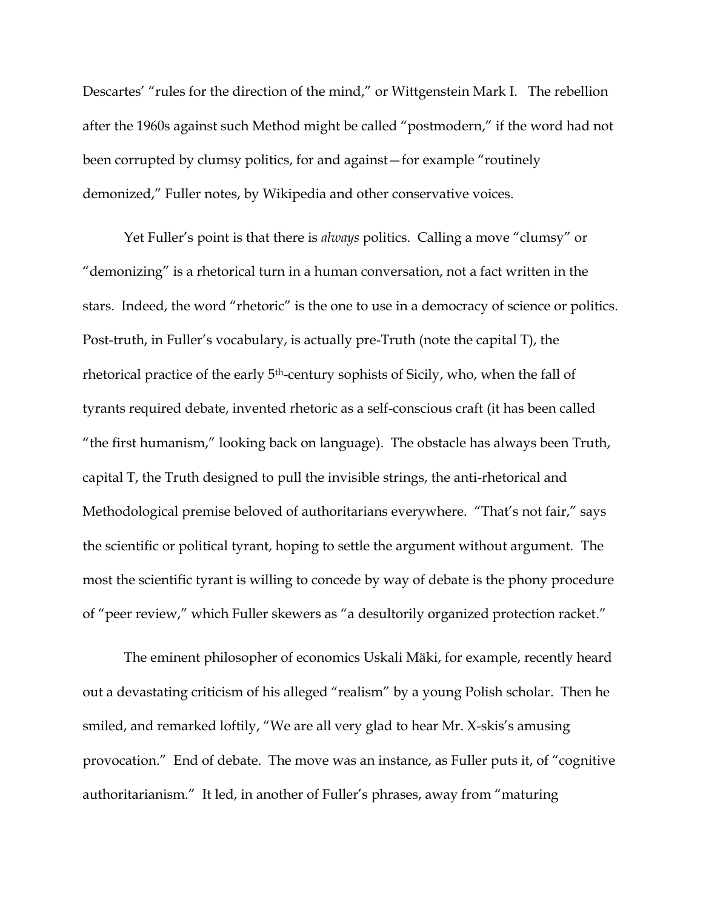Descartes' "rules for the direction of the mind," or Wittgenstein Mark I. The rebellion after the 1960s against such Method might be called "postmodern," if the word had not been corrupted by clumsy politics, for and against—for example "routinely demonized," Fuller notes, by Wikipedia and other conservative voices.

Yet Fuller's point is that there is *always* politics. Calling a move "clumsy" or "demonizing" is a rhetorical turn in a human conversation, not a fact written in the stars. Indeed, the word "rhetoric" is the one to use in a democracy of science or politics. Post-truth, in Fuller's vocabulary, is actually pre-Truth (note the capital T), the rhetorical practice of the early 5th-century sophists of Sicily, who, when the fall of tyrants required debate, invented rhetoric as a self-conscious craft (it has been called "the first humanism," looking back on language). The obstacle has always been Truth, capital T, the Truth designed to pull the invisible strings, the anti-rhetorical and Methodological premise beloved of authoritarians everywhere. "That's not fair," says the scientific or political tyrant, hoping to settle the argument without argument. The most the scientific tyrant is willing to concede by way of debate is the phony procedure of "peer review," which Fuller skewers as "a desultorily organized protection racket."

The eminent philosopher of economics Uskali Mäki, for example, recently heard out a devastating criticism of his alleged "realism" by a young Polish scholar. Then he smiled, and remarked loftily, "We are all very glad to hear Mr. X-skis's amusing provocation." End of debate. The move was an instance, as Fuller puts it, of "cognitive authoritarianism." It led, in another of Fuller's phrases, away from "maturing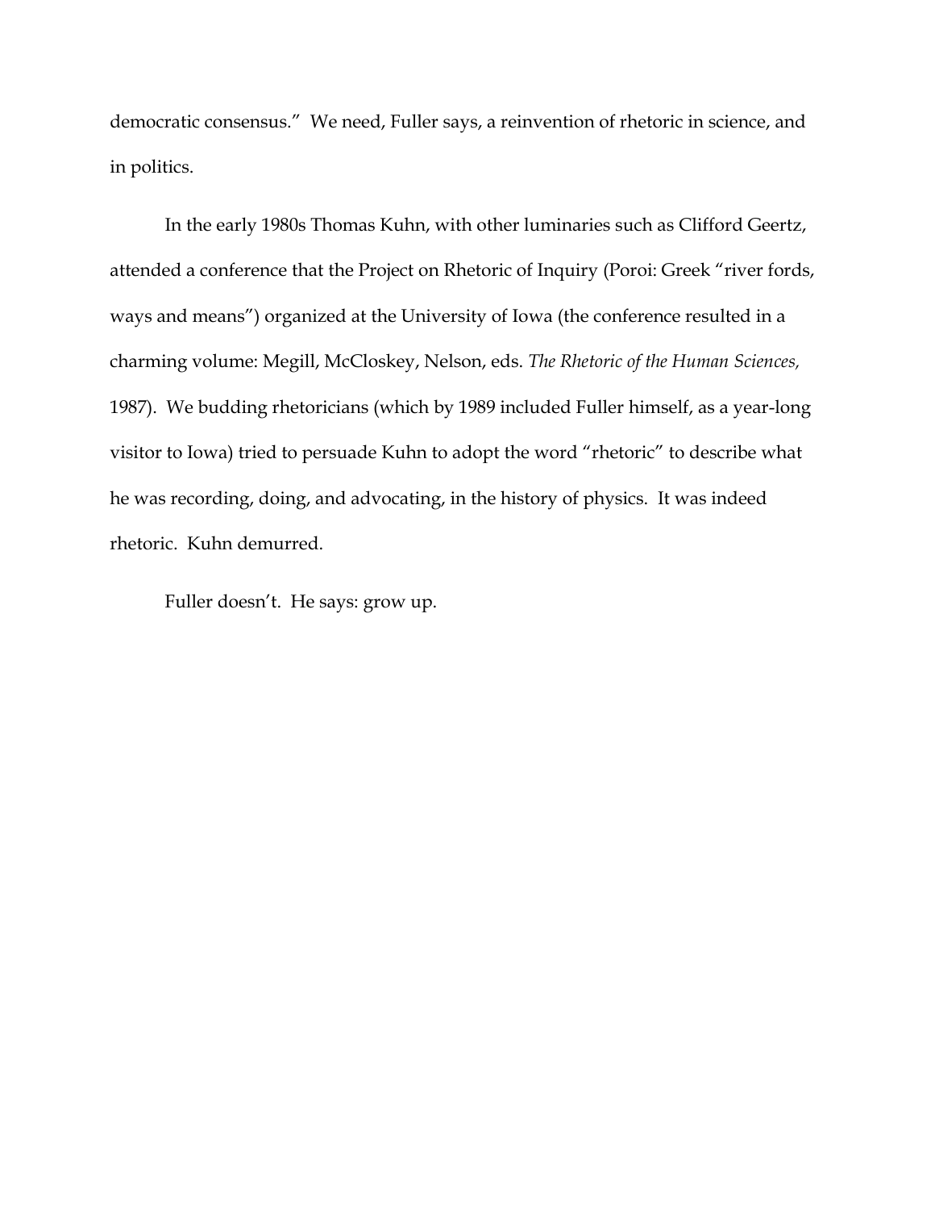democratic consensus." We need, Fuller says, a reinvention of rhetoric in science, and in politics.

In the early 1980s Thomas Kuhn, with other luminaries such as Clifford Geertz, attended a conference that the Project on Rhetoric of Inquiry (Poroi: Greek "river fords, ways and means") organized at the University of Iowa (the conference resulted in a charming volume: Megill, McCloskey, Nelson, eds. *The Rhetoric of the Human Sciences,* 1987). We budding rhetoricians (which by 1989 included Fuller himself, as a year-long visitor to Iowa) tried to persuade Kuhn to adopt the word "rhetoric" to describe what he was recording, doing, and advocating, in the history of physics. It was indeed rhetoric. Kuhn demurred.

Fuller doesn't. He says: grow up.